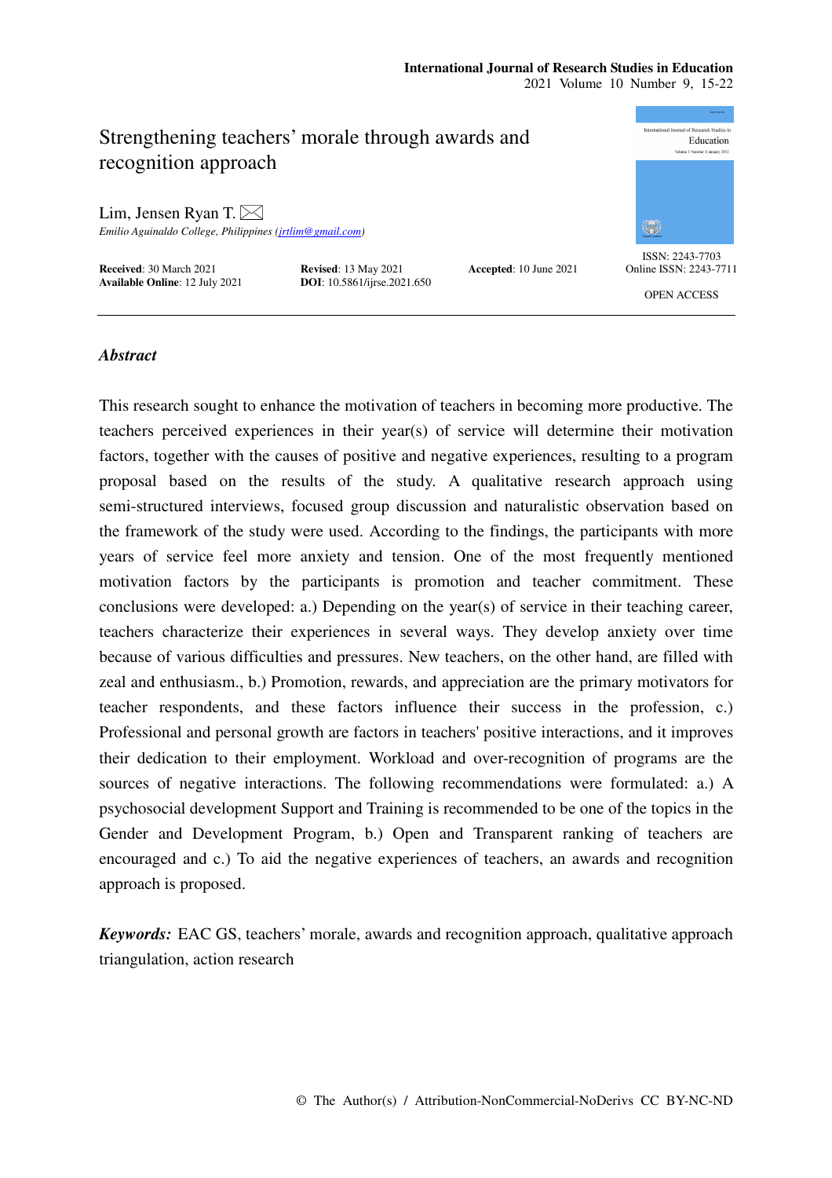# Strengthening teachers' morale through awards and recognition approach

Lim, Jensen Ryan T.

*Emilio Aguinaldo College, Philippines (jrtlim@gmail.com)*

**Received**: 30 March 2021 **Revised**: 13 May 2021 **Accepted**: 10 June 2021
**Available Online**: 12 July 2021 **DOI**: 10.5861/ijrse.2021.650

ISSN: 2243-7703
Online ISSN: 2243-7711

OPEN ACCESS

## *Abstract*

This research sought to enhance the motivation of teachers in becoming more productive. The teachers perceived experiences in their year(s) of service will determine their motivation factors, together with the causes of positive and negative experiences, resulting to a program proposal based on the results of the study. A qualitative research approach using semi-structured interviews, focused group discussion and naturalistic observation based on the framework of the study were used. According to the findings, the participants with more years of service feel more anxiety and tension. One of the most frequently mentioned motivation factors by the participants is promotion and teacher commitment. These conclusions were developed: a.) Depending on the year(s) of service in their teaching career, teachers characterize their experiences in several ways. They develop anxiety over time because of various difficulties and pressures. New teachers, on the other hand, are filled with zeal and enthusiasm., b.) Promotion, rewards, and appreciation are the primary motivators for teacher respondents, and these factors influence their success in the profession, c.) Professional and personal growth are factors in teachers' positive interactions, and it improves their dedication to their employment. Workload and over-recognition of programs are the sources of negative interactions. The following recommendations were formulated: a.) A psychosocial development Support and Training is recommended to be one of the topics in the Gender and Development Program, b.) Open and Transparent ranking of teachers are encouraged and c.) To aid the negative experiences of teachers, an awards and recognition approach is proposed.

***Keywords:*** EAC GS, teachers' morale, awards and recognition approach, qualitative approach triangulation, action research

© The Author(s) / Attribution-NonCommercial-NoDerivs CC BY-NC-ND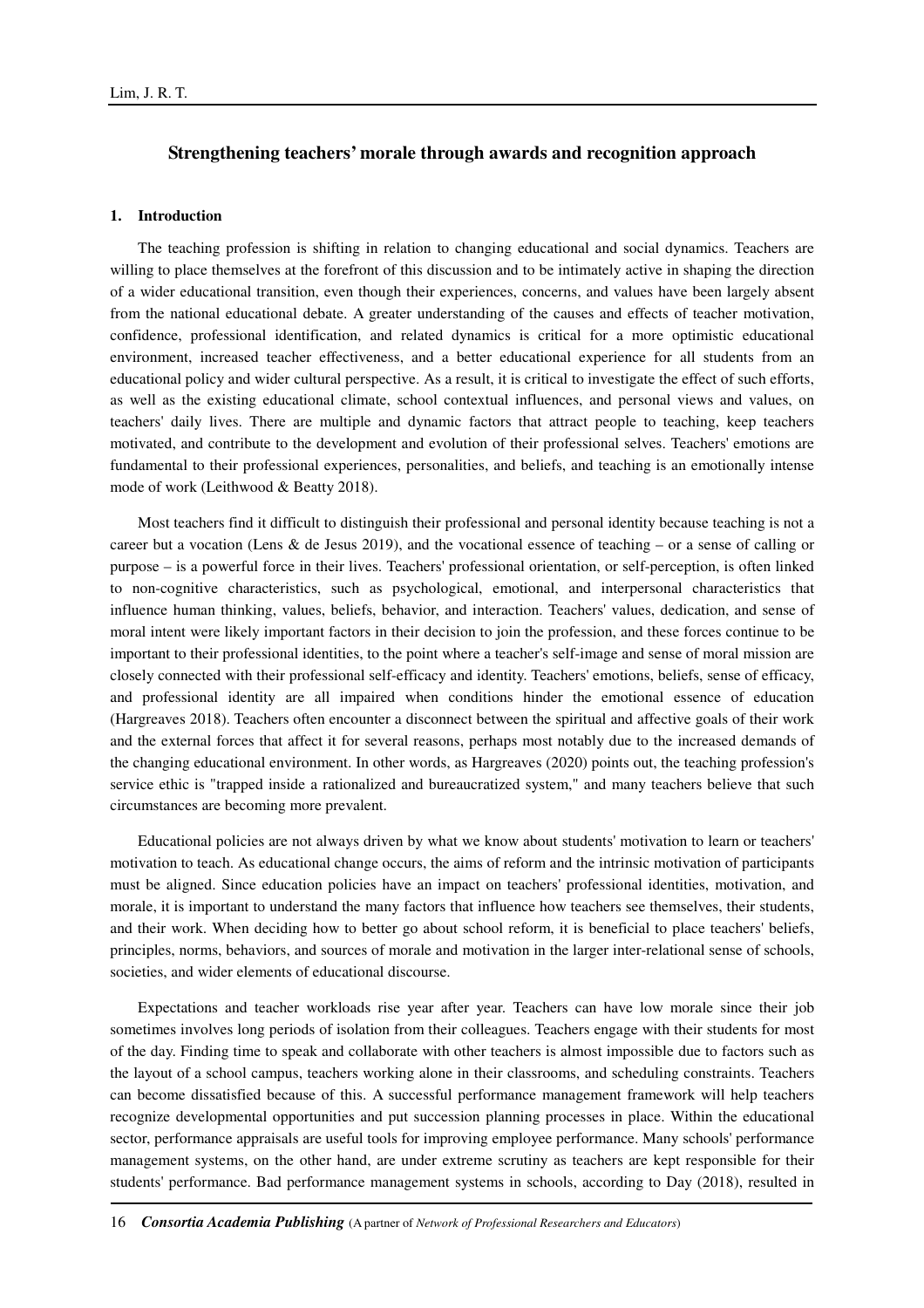## Strengthening teachers' morale through awards and recognition approach

### 1. Introduction

The teaching profession is shifting in relation to changing educational and social dynamics. Teachers are willing to place themselves at the forefront of this discussion and to be intimately active in shaping the direction of a wider educational transition, even though their experiences, concerns, and values have been largely absent from the national educational debate. A greater understanding of the causes and effects of teacher motivation, confidence, professional identification, and related dynamics is critical for a more optimistic educational environment, increased teacher effectiveness, and a better educational experience for all students from an educational policy and wider cultural perspective. As a result, it is critical to investigate the effect of such efforts, as well as the existing educational climate, school contextual influences, and personal views and values, on teachers' daily lives. There are multiple and dynamic factors that attract people to teaching, keep teachers motivated, and contribute to the development and evolution of their professional selves. Teachers' emotions are fundamental to their professional experiences, personalities, and beliefs, and teaching is an emotionally intense mode of work (Leithwood & Beatty 2018).

Most teachers find it difficult to distinguish their professional and personal identity because teaching is not a career but a vocation (Lens & de Jesus 2019), and the vocational essence of teaching – or a sense of calling or purpose – is a powerful force in their lives. Teachers' professional orientation, or self-perception, is often linked to non-cognitive characteristics, such as psychological, emotional, and interpersonal characteristics that influence human thinking, values, beliefs, behavior, and interaction. Teachers' values, dedication, and sense of moral intent were likely important factors in their decision to join the profession, and these forces continue to be important to their professional identities, to the point where a teacher's self-image and sense of moral mission are closely connected with their professional self-efficacy and identity. Teachers' emotions, beliefs, sense of efficacy, and professional identity are all impaired when conditions hinder the emotional essence of education (Hargreaves 2018). Teachers often encounter a disconnect between the spiritual and affective goals of their work and the external forces that affect it for several reasons, perhaps most notably due to the increased demands of the changing educational environment. In other words, as Hargreaves (2020) points out, the teaching profession's service ethic is "trapped inside a rationalized and bureaucratized system," and many teachers believe that such circumstances are becoming more prevalent.

Educational policies are not always driven by what we know about students' motivation to learn or teachers' motivation to teach. As educational change occurs, the aims of reform and the intrinsic motivation of participants must be aligned. Since education policies have an impact on teachers' professional identities, motivation, and morale, it is important to understand the many factors that influence how teachers see themselves, their students, and their work. When deciding how to better go about school reform, it is beneficial to place teachers' beliefs, principles, norms, behaviors, and sources of morale and motivation in the larger inter-relational sense of schools, societies, and wider elements of educational discourse.

Expectations and teacher workloads rise year after year. Teachers can have low morale since their job sometimes involves long periods of isolation from their colleagues. Teachers engage with their students for most of the day. Finding time to speak and collaborate with other teachers is almost impossible due to factors such as the layout of a school campus, teachers working alone in their classrooms, and scheduling constraints. Teachers can become dissatisfied because of this. A successful performance management framework will help teachers recognize developmental opportunities and put succession planning processes in place. Within the educational sector, performance appraisals are useful tools for improving employee performance. Many schools' performance management systems, on the other hand, are under extreme scrutiny as teachers are kept responsible for their students' performance. Bad performance management systems in schools, according to Day (2018), resulted in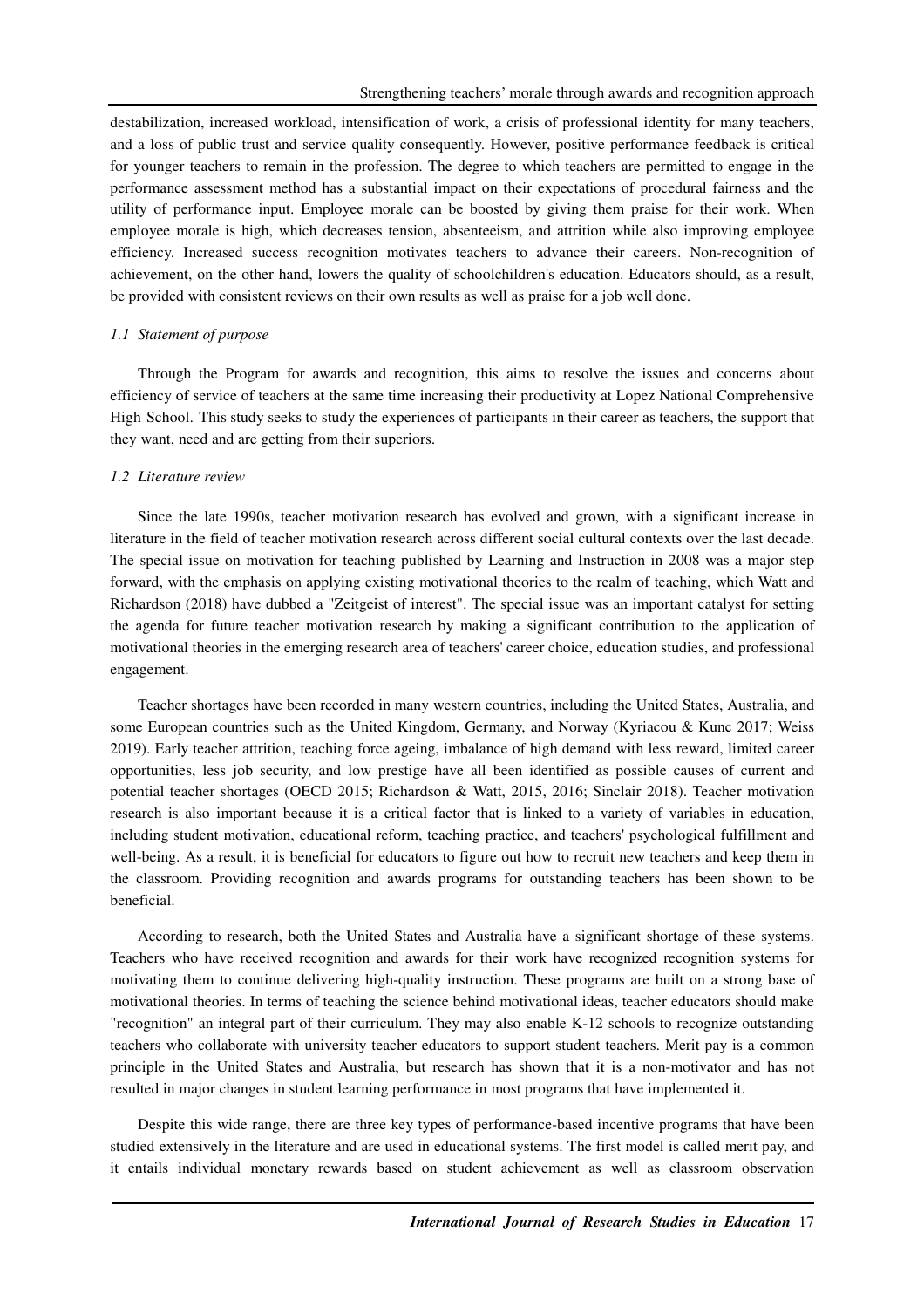destabilization, increased workload, intensification of work, a crisis of professional identity for many teachers, and a loss of public trust and service quality consequently. However, positive performance feedback is critical for younger teachers to remain in the profession. The degree to which teachers are permitted to engage in the performance assessment method has a substantial impact on their expectations of procedural fairness and the utility of performance input. Employee morale can be boosted by giving them praise for their work. When employee morale is high, which decreases tension, absenteeism, and attrition while also improving employee efficiency. Increased success recognition motivates teachers to advance their careers. Non-recognition of achievement, on the other hand, lowers the quality of schoolchildren's education. Educators should, as a result, be provided with consistent reviews on their own results as well as praise for a job well done.

### *1.1 Statement of purpose*

Through the Program for awards and recognition, this aims to resolve the issues and concerns about efficiency of service of teachers at the same time increasing their productivity at Lopez National Comprehensive High School. This study seeks to study the experiences of participants in their career as teachers, the support that they want, need and are getting from their superiors.

### *1.2 Literature review*

Since the late 1990s, teacher motivation research has evolved and grown, with a significant increase in literature in the field of teacher motivation research across different social cultural contexts over the last decade. The special issue on motivation for teaching published by Learning and Instruction in 2008 was a major step forward, with the emphasis on applying existing motivational theories to the realm of teaching, which Watt and Richardson (2018) have dubbed a "Zeitgeist of interest". The special issue was an important catalyst for setting the agenda for future teacher motivation research by making a significant contribution to the application of motivational theories in the emerging research area of teachers' career choice, education studies, and professional engagement.

Teacher shortages have been recorded in many western countries, including the United States, Australia, and some European countries such as the United Kingdom, Germany, and Norway (Kyriacou & Kunc 2017; Weiss 2019). Early teacher attrition, teaching force ageing, imbalance of high demand with less reward, limited career opportunities, less job security, and low prestige have all been identified as possible causes of current and potential teacher shortages (OECD 2015; Richardson & Watt, 2015, 2016; Sinclair 2018). Teacher motivation research is also important because it is a critical factor that is linked to a variety of variables in education, including student motivation, educational reform, teaching practice, and teachers' psychological fulfillment and well-being. As a result, it is beneficial for educators to figure out how to recruit new teachers and keep them in the classroom. Providing recognition and awards programs for outstanding teachers has been shown to be beneficial.

According to research, both the United States and Australia have a significant shortage of these systems. Teachers who have received recognition and awards for their work have recognized recognition systems for motivating them to continue delivering high-quality instruction. These programs are built on a strong base of motivational theories. In terms of teaching the science behind motivational ideas, teacher educators should make "recognition" an integral part of their curriculum. They may also enable K-12 schools to recognize outstanding teachers who collaborate with university teacher educators to support student teachers. Merit pay is a common principle in the United States and Australia, but research has shown that it is a non-motivator and has not resulted in major changes in student learning performance in most programs that have implemented it.

Despite this wide range, there are three key types of performance-based incentive programs that have been studied extensively in the literature and are used in educational systems. The first model is called merit pay, and it entails individual monetary rewards based on student achievement as well as classroom observation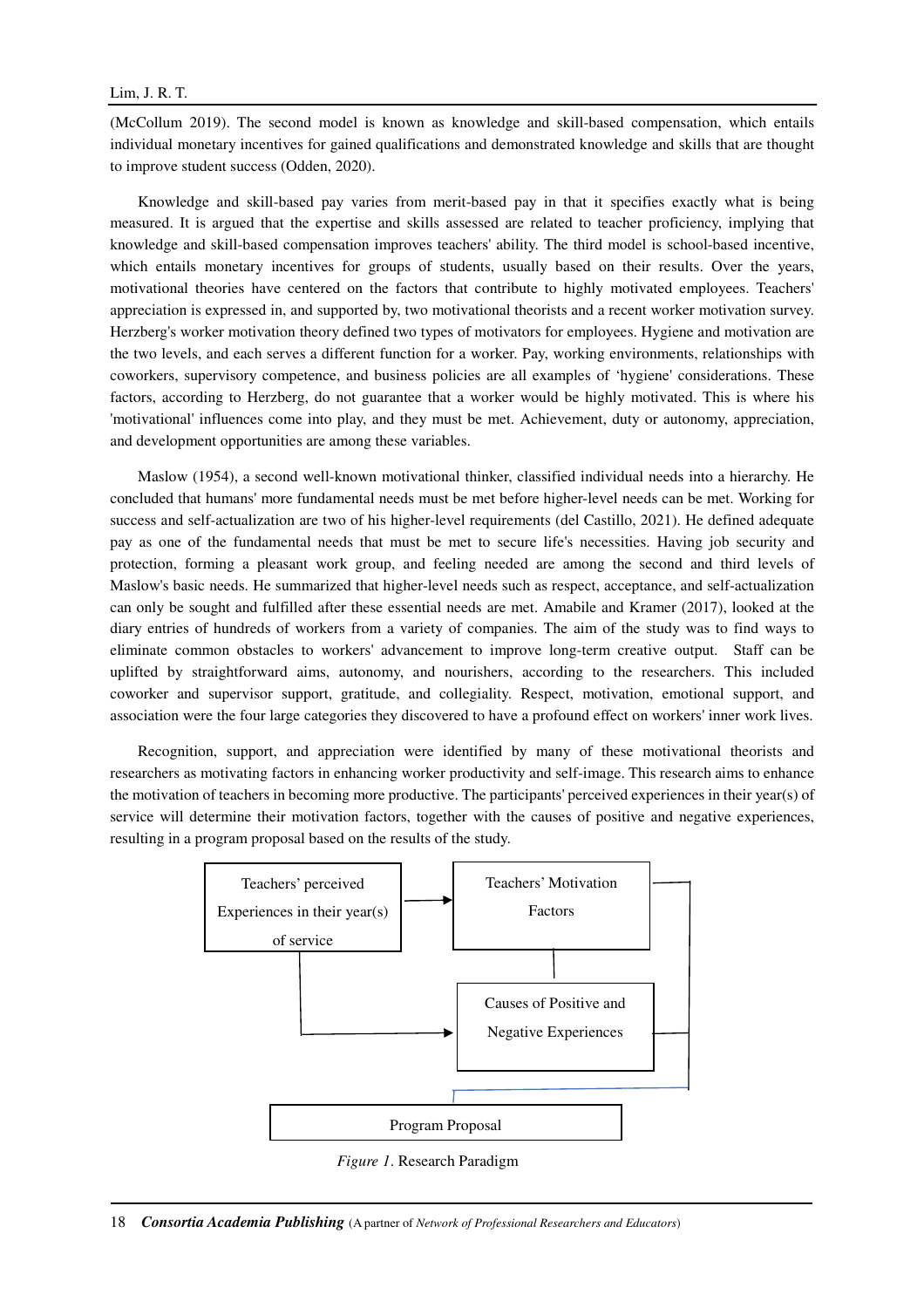(McCollum 2019). The second model is known as knowledge and skill-based compensation, which entails individual monetary incentives for gained qualifications and demonstrated knowledge and skills that are thought to improve student success (Odden, 2020).

Knowledge and skill-based pay varies from merit-based pay in that it specifies exactly what is being measured. It is argued that the expertise and skills assessed are related to teacher proficiency, implying that knowledge and skill-based compensation improves teachers' ability. The third model is school-based incentive, which entails monetary incentives for groups of students, usually based on their results. Over the years, motivational theories have centered on the factors that contribute to highly motivated employees. Teachers' appreciation is expressed in, and supported by, two motivational theorists and a recent worker motivation survey. Herzberg's worker motivation theory defined two types of motivators for employees. Hygiene and motivation are the two levels, and each serves a different function for a worker. Pay, working environments, relationships with coworkers, supervisory competence, and business policies are all examples of 'hygiene' considerations. These factors, according to Herzberg, do not guarantee that a worker would be highly motivated. This is where his 'motivational' influences come into play, and they must be met. Achievement, duty or autonomy, appreciation, and development opportunities are among these variables.

Maslow (1954), a second well-known motivational thinker, classified individual needs into a hierarchy. He concluded that humans' more fundamental needs must be met before higher-level needs can be met. Working for success and self-actualization are two of his higher-level requirements (del Castillo, 2021). He defined adequate pay as one of the fundamental needs that must be met to secure life's necessities. Having job security and protection, forming a pleasant work group, and feeling needed are among the second and third levels of Maslow's basic needs. He summarized that higher-level needs such as respect, acceptance, and self-actualization can only be sought and fulfilled after these essential needs are met. Amabile and Kramer (2017), looked at the diary entries of hundreds of workers from a variety of companies. The aim of the study was to find ways to eliminate common obstacles to workers' advancement to improve long-term creative output. Staff can be uplifted by straightforward aims, autonomy, and nourishers, according to the researchers. This included coworker and supervisor support, gratitude, and collegiality. Respect, motivation, emotional support, and association were the four large categories they discovered to have a profound effect on workers' inner work lives.

Recognition, support, and appreciation were identified by many of these motivational theorists and researchers as motivating factors in enhancing worker productivity and self-image. This research aims to enhance the motivation of teachers in becoming more productive. The participants' perceived experiences in their year(s) of service will determine their motivation factors, together with the causes of positive and negative experiences, resulting in a program proposal based on the results of the study.

Teachers' perceived Experiences in their year(s) of service → Teachers' Motivation Factors; Causes of Positive and Negative Experiences → Program Proposal

*Figure 1*. Research Paradigm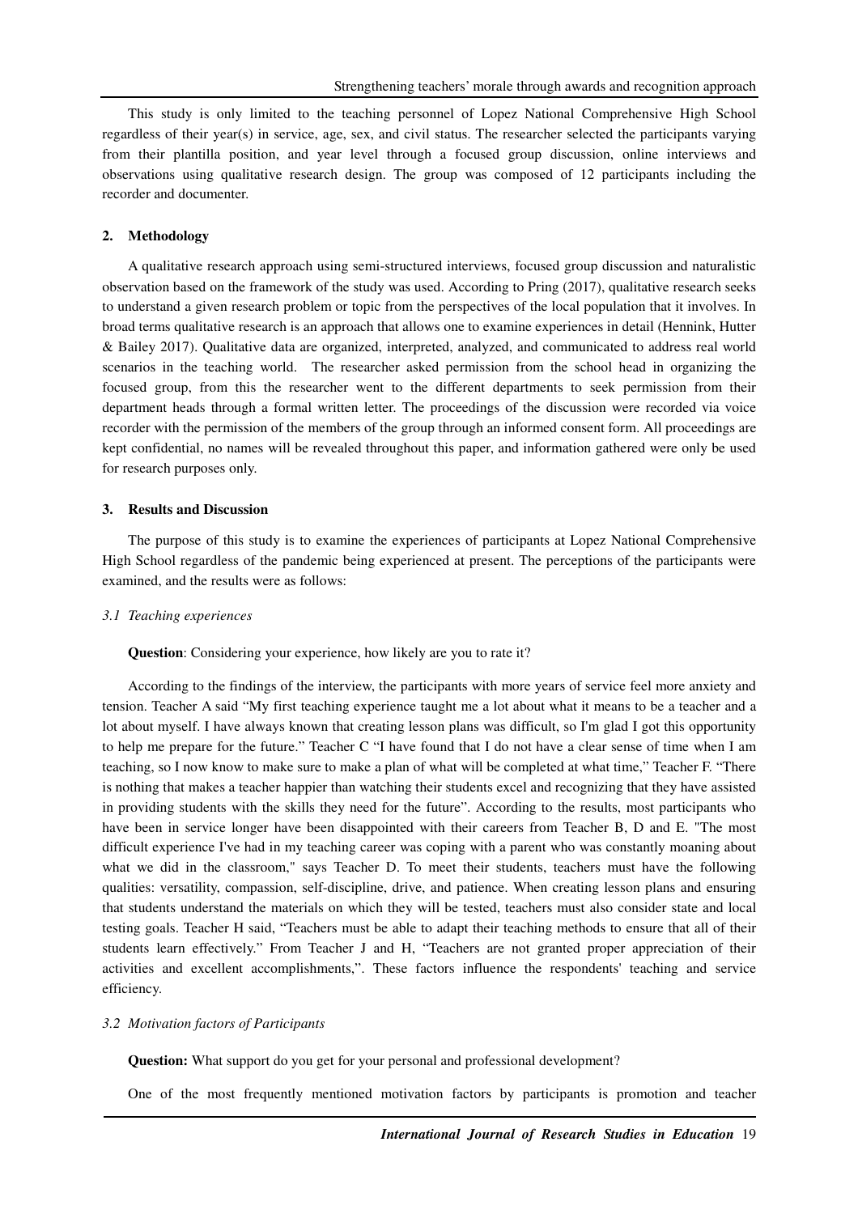This study is only limited to the teaching personnel of Lopez National Comprehensive High School regardless of their year(s) in service, age, sex, and civil status. The researcher selected the participants varying from their plantilla position, and year level through a focused group discussion, online interviews and observations using qualitative research design. The group was composed of 12 participants including the recorder and documenter.

## 2. Methodology

A qualitative research approach using semi-structured interviews, focused group discussion and naturalistic observation based on the framework of the study was used. According to Pring (2017), qualitative research seeks to understand a given research problem or topic from the perspectives of the local population that it involves. In broad terms qualitative research is an approach that allows one to examine experiences in detail (Hennink, Hutter & Bailey 2017). Qualitative data are organized, interpreted, analyzed, and communicated to address real world scenarios in the teaching world. The researcher asked permission from the school head in organizing the focused group, from this the researcher went to the different departments to seek permission from their department heads through a formal written letter. The proceedings of the discussion were recorded via voice recorder with the permission of the members of the group through an informed consent form. All proceedings are kept confidential, no names will be revealed throughout this paper, and information gathered were only be used for research purposes only.

## 3. Results and Discussion

The purpose of this study is to examine the experiences of participants at Lopez National Comprehensive High School regardless of the pandemic being experienced at present. The perceptions of the participants were examined, and the results were as follows:

### *3.1 Teaching experiences*

**Question**: Considering your experience, how likely are you to rate it?

According to the findings of the interview, the participants with more years of service feel more anxiety and tension. Teacher A said "My first teaching experience taught me a lot about what it means to be a teacher and a lot about myself. I have always known that creating lesson plans was difficult, so I'm glad I got this opportunity to help me prepare for the future." Teacher C "I have found that I do not have a clear sense of time when I am teaching, so I now know to make sure to make a plan of what will be completed at what time," Teacher F. "There is nothing that makes a teacher happier than watching their students excel and recognizing that they have assisted in providing students with the skills they need for the future". According to the results, most participants who have been in service longer have been disappointed with their careers from Teacher B, D and E. "The most difficult experience I've had in my teaching career was coping with a parent who was constantly moaning about what we did in the classroom," says Teacher D. To meet their students, teachers must have the following qualities: versatility, compassion, self-discipline, drive, and patience. When creating lesson plans and ensuring that students understand the materials on which they will be tested, teachers must also consider state and local testing goals. Teacher H said, "Teachers must be able to adapt their teaching methods to ensure that all of their students learn effectively." From Teacher J and H, "Teachers are not granted proper appreciation of their activities and excellent accomplishments,". These factors influence the respondents' teaching and service efficiency.

### *3.2 Motivation factors of Participants*

**Question:** What support do you get for your personal and professional development?

One of the most frequently mentioned motivation factors by participants is promotion and teacher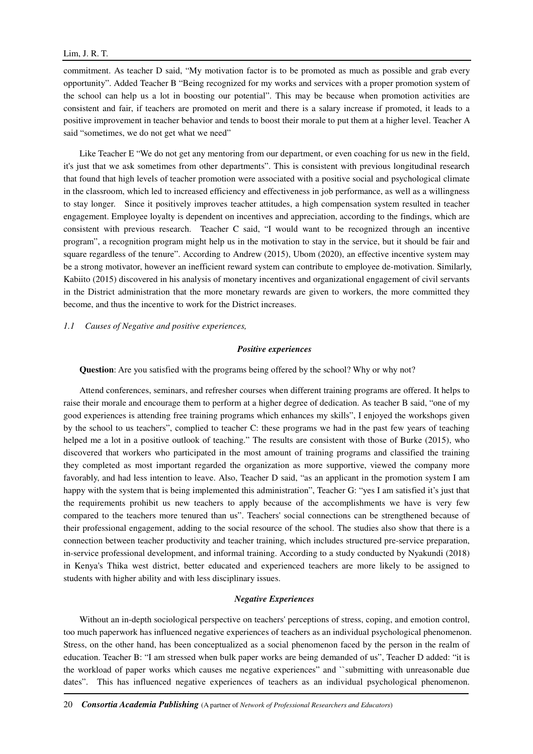commitment. As teacher D said, "My motivation factor is to be promoted as much as possible and grab every opportunity". Added Teacher B "Being recognized for my works and services with a proper promotion system of the school can help us a lot in boosting our potential". This may be because when promotion activities are consistent and fair, if teachers are promoted on merit and there is a salary increase if promoted, it leads to a positive improvement in teacher behavior and tends to boost their morale to put them at a higher level. Teacher A said "sometimes, we do not get what we need"

Like Teacher E "We do not get any mentoring from our department, or even coaching for us new in the field, it's just that we ask sometimes from other departments". This is consistent with previous longitudinal research that found that high levels of teacher promotion were associated with a positive social and psychological climate in the classroom, which led to increased efficiency and effectiveness in job performance, as well as a willingness to stay longer. Since it positively improves teacher attitudes, a high compensation system resulted in teacher engagement. Employee loyalty is dependent on incentives and appreciation, according to the findings, which are consistent with previous research. Teacher C said, "I would want to be recognized through an incentive program", a recognition program might help us in the motivation to stay in the service, but it should be fair and square regardless of the tenure". According to Andrew (2015), Ubom (2020), an effective incentive system may be a strong motivator, however an inefficient reward system can contribute to employee de-motivation. Similarly, Kabiito (2015) discovered in his analysis of monetary incentives and organizational engagement of civil servants in the District administration that the more monetary rewards are given to workers, the more committed they become, and thus the incentive to work for the District increases.

### *1.1 Causes of Negative and positive experiences,*

#### ***Positive experiences***

**Question**: Are you satisfied with the programs being offered by the school? Why or why not?

Attend conferences, seminars, and refresher courses when different training programs are offered. It helps to raise their morale and encourage them to perform at a higher degree of dedication. As teacher B said, "one of my good experiences is attending free training programs which enhances my skills", I enjoyed the workshops given by the school to us teachers", complied to teacher C: these programs we had in the past few years of teaching helped me a lot in a positive outlook of teaching." The results are consistent with those of Burke (2015), who discovered that workers who participated in the most amount of training programs and classified the training they completed as most important regarded the organization as more supportive, viewed the company more favorably, and had less intention to leave. Also, Teacher D said, "as an applicant in the promotion system I am happy with the system that is being implemented this administration", Teacher G: "yes I am satisfied it's just that the requirements prohibit us new teachers to apply because of the accomplishments we have is very few compared to the teachers more tenured than us". Teachers' social connections can be strengthened because of their professional engagement, adding to the social resource of the school. The studies also show that there is a connection between teacher productivity and teacher training, which includes structured pre-service preparation, in-service professional development, and informal training. According to a study conducted by Nyakundi (2018) in Kenya's Thika west district, better educated and experienced teachers are more likely to be assigned to students with higher ability and with less disciplinary issues.

#### ***Negative Experiences***

Without an in-depth sociological perspective on teachers' perceptions of stress, coping, and emotion control, too much paperwork has influenced negative experiences of teachers as an individual psychological phenomenon. Stress, on the other hand, has been conceptualized as a social phenomenon faced by the person in the realm of education. Teacher B: "I am stressed when bulk paper works are being demanded of us", Teacher D added: "it is the workload of paper works which causes me negative experiences" and ``submitting with unreasonable due dates". This has influenced negative experiences of teachers as an individual psychological phenomenon.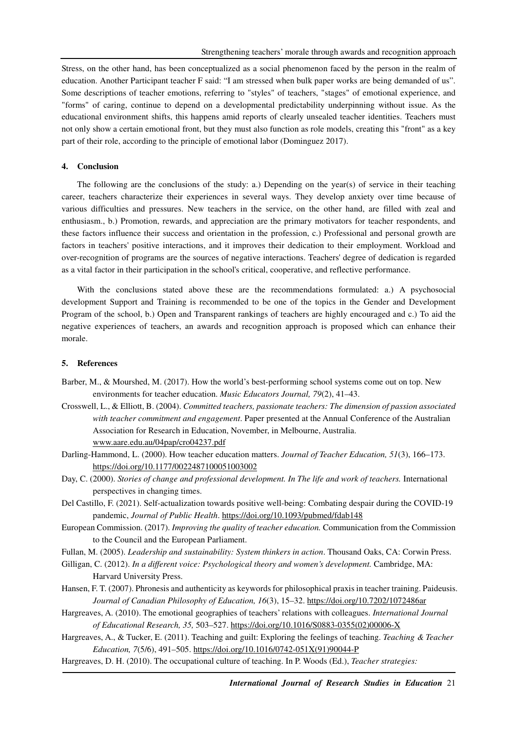Stress, on the other hand, has been conceptualized as a social phenomenon faced by the person in the realm of education. Another Participant teacher F said: "I am stressed when bulk paper works are being demanded of us". Some descriptions of teacher emotions, referring to "styles" of teachers, "stages" of emotional experience, and "forms" of caring, continue to depend on a developmental predictability underpinning without issue. As the educational environment shifts, this happens amid reports of clearly unsealed teacher identities. Teachers must not only show a certain emotional front, but they must also function as role models, creating this "front" as a key part of their role, according to the principle of emotional labor (Dominguez 2017).

## 4. Conclusion

The following are the conclusions of the study: a.) Depending on the year(s) of service in their teaching career, teachers characterize their experiences in several ways. They develop anxiety over time because of various difficulties and pressures. New teachers in the service, on the other hand, are filled with zeal and enthusiasm., b.) Promotion, rewards, and appreciation are the primary motivators for teacher respondents, and these factors influence their success and orientation in the profession, c.) Professional and personal growth are factors in teachers' positive interactions, and it improves their dedication to their employment. Workload and over-recognition of programs are the sources of negative interactions. Teachers' degree of dedication is regarded as a vital factor in their participation in the school's critical, cooperative, and reflective performance.

With the conclusions stated above these are the recommendations formulated: a.) A psychosocial development Support and Training is recommended to be one of the topics in the Gender and Development Program of the school, b.) Open and Transparent rankings of teachers are highly encouraged and c.) To aid the negative experiences of teachers, an awards and recognition approach is proposed which can enhance their morale.

## 5. References

Barber, M., & Mourshed, M. (2017). How the world's best-performing school systems come out on top. New environments for teacher education. *Music Educators Journal, 79*(2), 41–43.

Crosswell, L., & Elliott, B. (2004). *Committed teachers, passionate teachers: The dimension of passion associated with teacher commitment and engagement*. Paper presented at the Annual Conference of the Australian Association for Research in Education, November, in Melbourne, Australia. www.aare.edu.au/04pap/cro04237.pdf

Darling-Hammond, L. (2000). How teacher education matters. *Journal of Teacher Education, 51*(3), 166–173. https://doi.org/10.1177/0022487100051003002

Day, C. (2000). *Stories of change and professional development. In The life and work of teachers.* International perspectives in changing times.

Del Castillo, F. (2021). Self-actualization towards positive well-being: Combating despair during the COVID-19 pandemic, *Journal of Public Health*. https://doi.org/10.1093/pubmed/fdab148

European Commission. (2017). *Improving the quality of teacher education.* Communication from the Commission to the Council and the European Parliament.

Fullan, M. (2005). *Leadership and sustainability: System thinkers in action*. Thousand Oaks, CA: Corwin Press.

Gilligan, C. (2012). *In a different voice: Psychological theory and women's development.* Cambridge, MA: Harvard University Press.

Hansen, F. T. (2007). Phronesis and authenticity as keywords for philosophical praxis in teacher training. Paideusis. *Journal of Canadian Philosophy of Education, 16*(3), 15–32. https://doi.org/10.7202/1072486ar

Hargreaves, A. (2010). The emotional geographies of teachers' relations with colleagues. *International Journal of Educational Research, 35,* 503–527. https://doi.org/10.1016/S0883-0355(02)00006-X

Hargreaves, A., & Tucker, E. (2011). Teaching and guilt: Exploring the feelings of teaching. *Teaching & Teacher Education, 7*(5/6), 491–505. https://doi.org/10.1016/0742-051X(91)90044-P

Hargreaves, D. H. (2010). The occupational culture of teaching. In P. Woods (Ed.), *Teacher strategies:*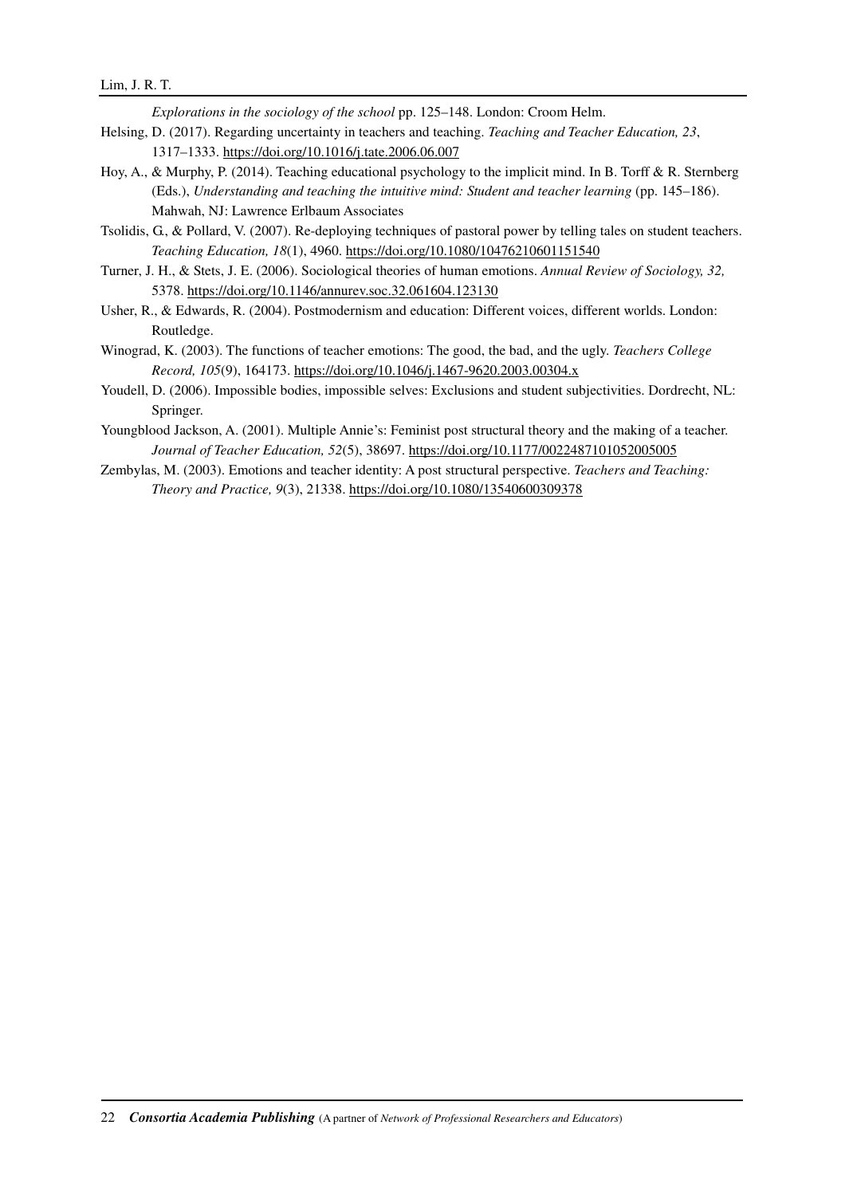*Explorations in the sociology of the school* pp. 125–148. London: Croom Helm.

Helsing, D. (2017). Regarding uncertainty in teachers and teaching. *Teaching and Teacher Education, 23*, 1317–1333. https://doi.org/10.1016/j.tate.2006.06.007

Hoy, A., & Murphy, P. (2014). Teaching educational psychology to the implicit mind. In B. Torff & R. Sternberg (Eds.), *Understanding and teaching the intuitive mind: Student and teacher learning* (pp. 145–186). Mahwah, NJ: Lawrence Erlbaum Associates

Tsolidis, G., & Pollard, V. (2007). Re-deploying techniques of pastoral power by telling tales on student teachers. *Teaching Education, 18*(1), 4960. https://doi.org/10.1080/10476210601151540

Turner, J. H., & Stets, J. E. (2006). Sociological theories of human emotions. *Annual Review of Sociology, 32,* 5378. https://doi.org/10.1146/annurev.soc.32.061604.123130

Usher, R., & Edwards, R. (2004). Postmodernism and education: Different voices, different worlds. London: Routledge.

Winograd, K. (2003). The functions of teacher emotions: The good, the bad, and the ugly. *Teachers College Record, 105*(9), 164173. https://doi.org/10.1046/j.1467-9620.2003.00304.x

Youdell, D. (2006). Impossible bodies, impossible selves: Exclusions and student subjectivities. Dordrecht, NL: Springer.

Youngblood Jackson, A. (2001). Multiple Annie's: Feminist post structural theory and the making of a teacher. *Journal of Teacher Education, 52*(5), 38697. https://doi.org/10.1177/0022487101052005005

Zembylas, M. (2003). Emotions and teacher identity: A post structural perspective. *Teachers and Teaching: Theory and Practice, 9*(3), 21338. https://doi.org/10.1080/13540600309378